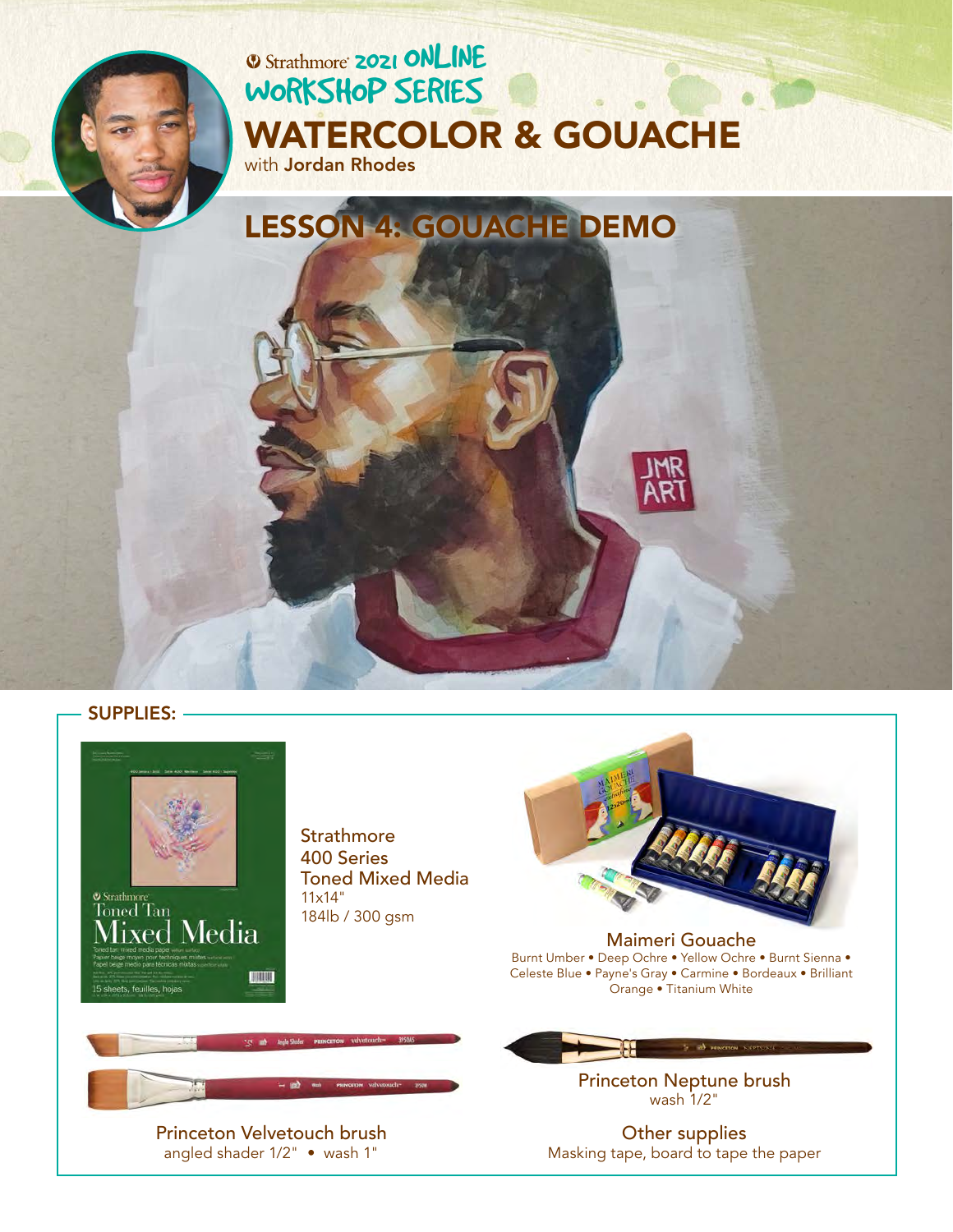Strathmore 2021 ONLINE WORKSHOP SERIES

# WATERCOLOR & GOUACHE

with **Jordan Rhodes**

## LESSON 4: GOUACHE DEMO

## SUPPLIES:

**Strathmore 400 Series Toned Mixed Media**
11x14"
184lb / 300 gsm

**Maimeri Gouache**
Burnt Umber • Deep Ochre • Yellow Ochre • Burnt Sienna • Celeste Blue • Payne's Gray • Carmine • Bordeaux • Brilliant Orange • Titanium White

**Princeton Velvetouch brush**
angled shader 1/2" • wash 1"

**Princeton Neptune brush**
wash 1/2"

**Other supplies**
Masking tape, board to tape the paper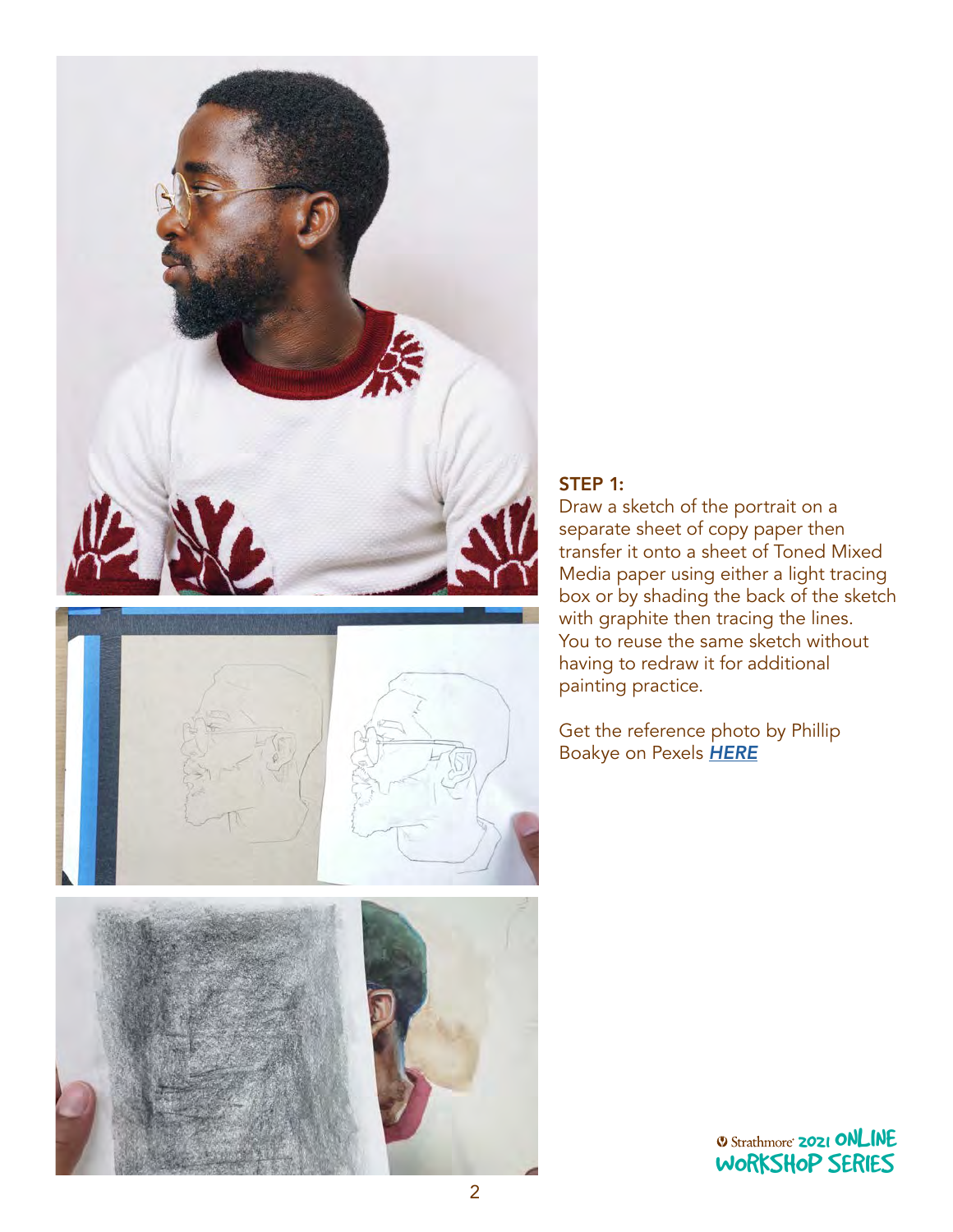### STEP 1:

Draw a sketch of the portrait on a separate sheet of copy paper then transfer it onto a sheet of Toned Mixed Media paper using either a light tracing box or by shading the back of the sketch with graphite then tracing the lines. You to reuse the same sketch without having to redraw it for additional painting practice.

Get the reference photo by Phillip Boakye on Pexels ***HERE***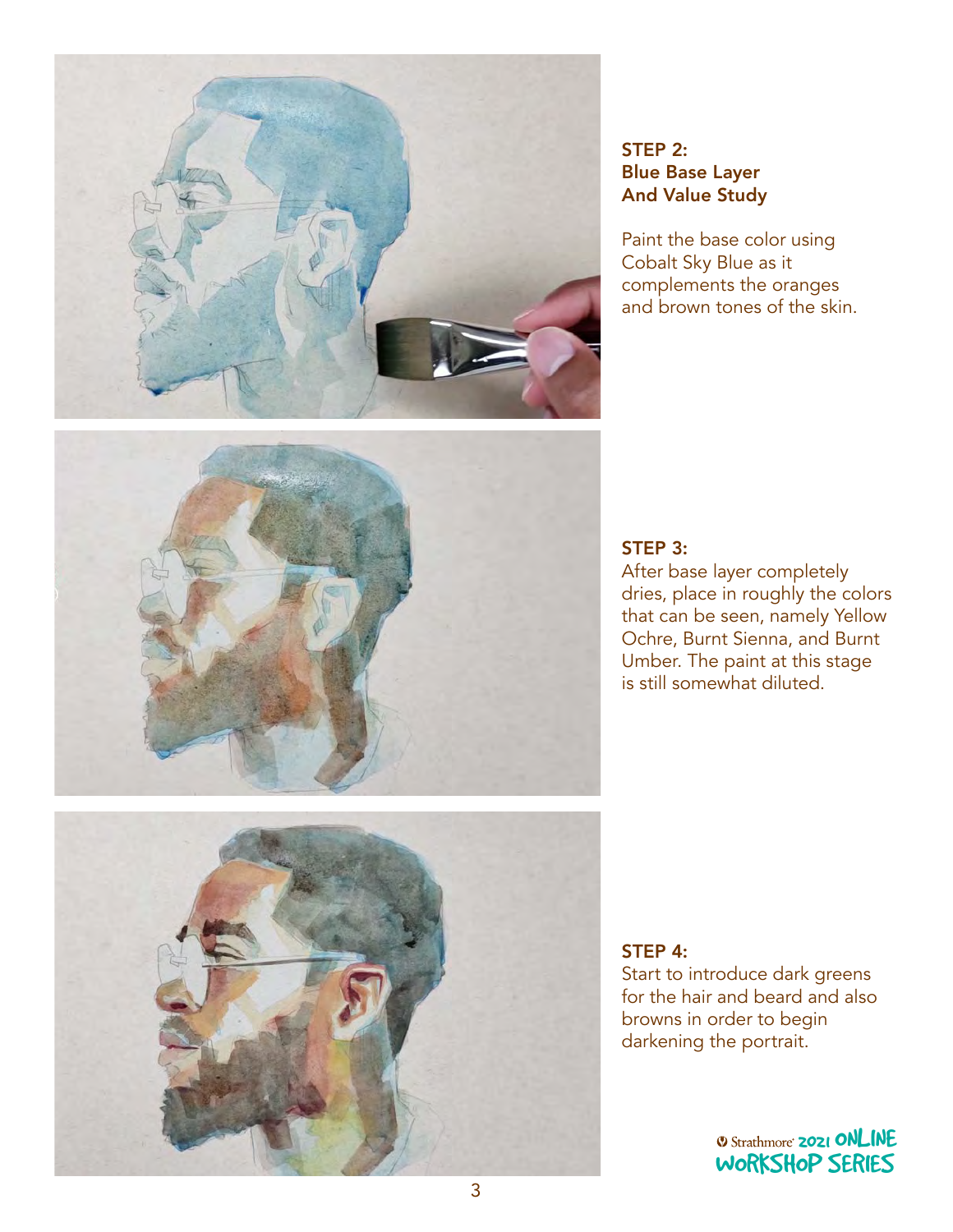## STEP 2: Blue Base Layer And Value Study

Paint the base color using Cobalt Sky Blue as it complements the oranges and brown tones of the skin.

## STEP 3:

After base layer completely dries, place in roughly the colors that can be seen, namely Yellow Ochre, Burnt Sienna, and Burnt Umber. The paint at this stage is still somewhat diluted.

## STEP 4:

Start to introduce dark greens for the hair and beard and also browns in order to begin darkening the portrait.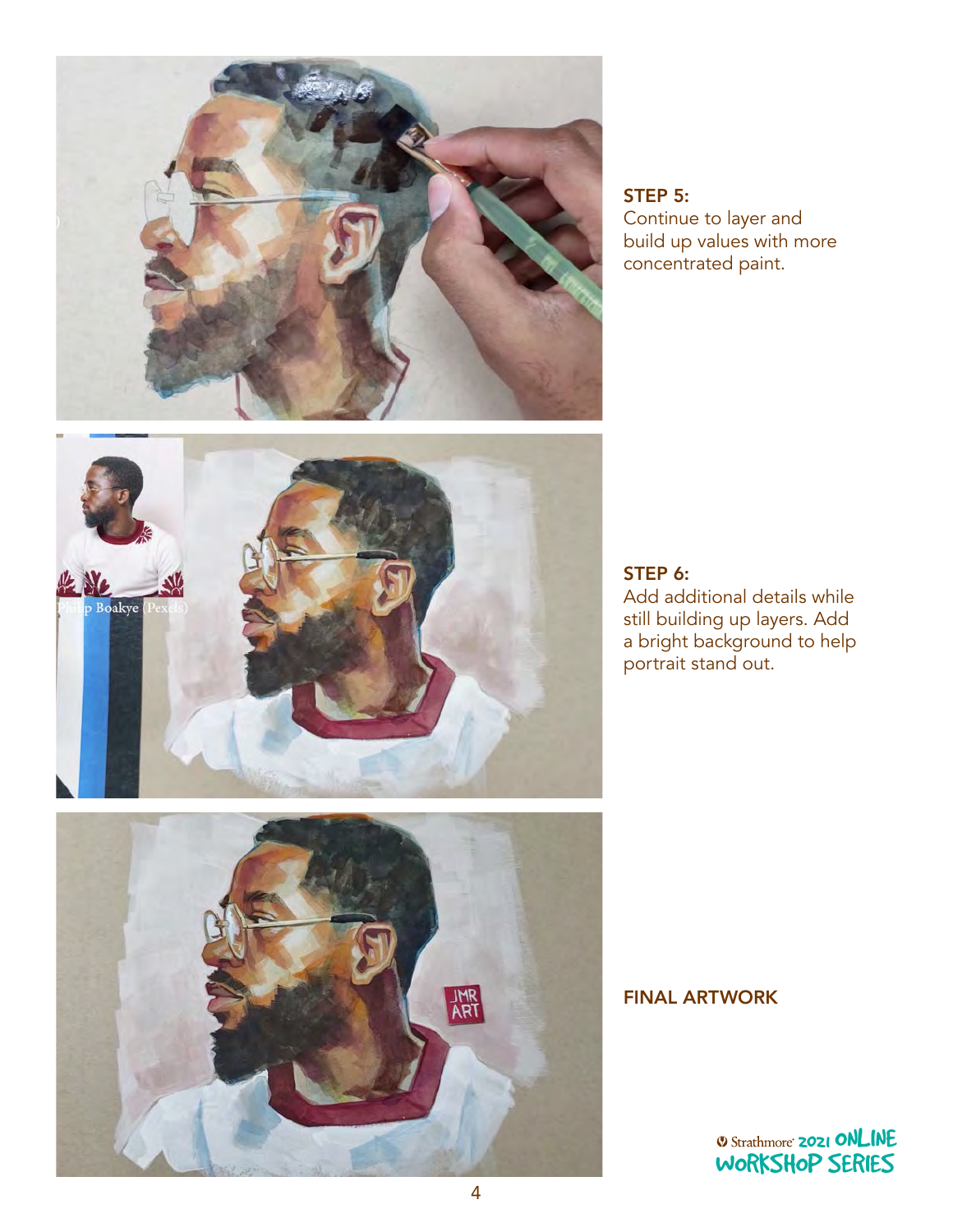**STEP 5:**
Continue to layer and build up values with more concentrated paint.

**STEP 6:**
Add additional details while still building up layers. Add a bright background to help portrait stand out.

**FINAL ARTWORK**